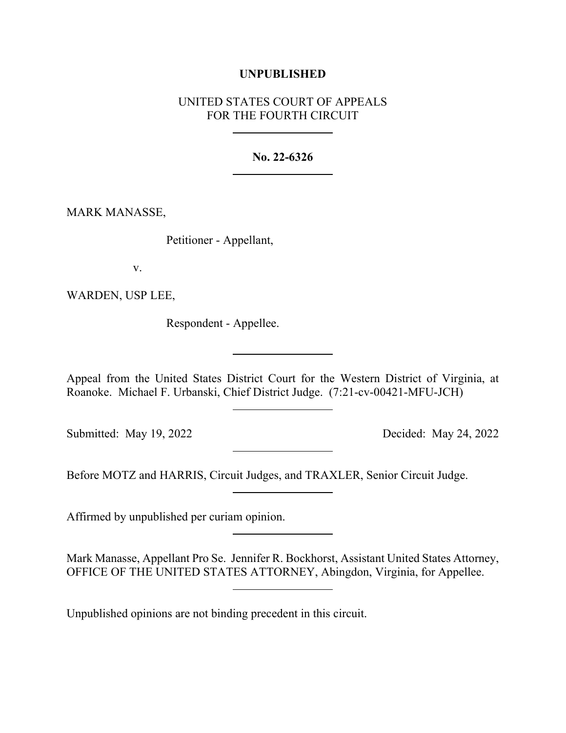**UNPUBLISHED**

UNITED STATES COURT OF APPEALS
FOR THE FOURTH CIRCUIT

---

**No. 22-6326**

---

MARK MANASSE,

Petitioner - Appellant,

v.

WARDEN, USP LEE,

Respondent - Appellee.

---

Appeal from the United States District Court for the Western District of Virginia, at Roanoke. Michael F. Urbanski, Chief District Judge. (7:21-cv-00421-MFU-JCH)

---

Submitted: May 19, 2022 Decided: May 24, 2022

---

Before MOTZ and HARRIS, Circuit Judges, and TRAXLER, Senior Circuit Judge.

---

Affirmed by unpublished per curiam opinion.

---

Mark Manasse, Appellant Pro Se. Jennifer R. Bockhorst, Assistant United States Attorney, OFFICE OF THE UNITED STATES ATTORNEY, Abingdon, Virginia, for Appellee.

---

Unpublished opinions are not binding precedent in this circuit.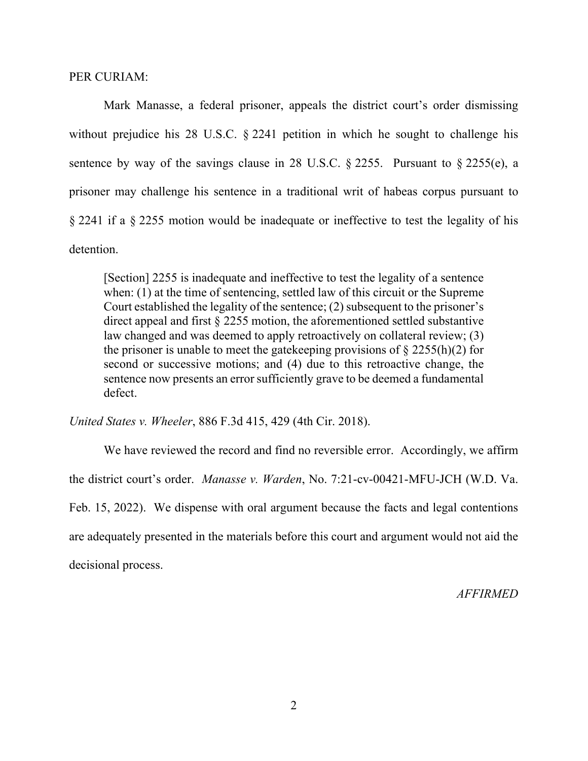PER CURIAM:

Mark Manasse, a federal prisoner, appeals the district court's order dismissing without prejudice his 28 U.S.C. § 2241 petition in which he sought to challenge his sentence by way of the savings clause in 28 U.S.C. § 2255. Pursuant to § 2255(e), a prisoner may challenge his sentence in a traditional writ of habeas corpus pursuant to § 2241 if a § 2255 motion would be inadequate or ineffective to test the legality of his detention.

> [Section] 2255 is inadequate and ineffective to test the legality of a sentence when: (1) at the time of sentencing, settled law of this circuit or the Supreme Court established the legality of the sentence; (2) subsequent to the prisoner's direct appeal and first § 2255 motion, the aforementioned settled substantive law changed and was deemed to apply retroactively on collateral review; (3) the prisoner is unable to meet the gatekeeping provisions of § 2255(h)(2) for second or successive motions; and (4) due to this retroactive change, the sentence now presents an error sufficiently grave to be deemed a fundamental defect.

*United States v. Wheeler*, 886 F.3d 415, 429 (4th Cir. 2018).

We have reviewed the record and find no reversible error. Accordingly, we affirm the district court's order. *Manasse v. Warden*, No. 7:21-cv-00421-MFU-JCH (W.D. Va. Feb. 15, 2022). We dispense with oral argument because the facts and legal contentions are adequately presented in the materials before this court and argument would not aid the decisional process.

*AFFIRMED*